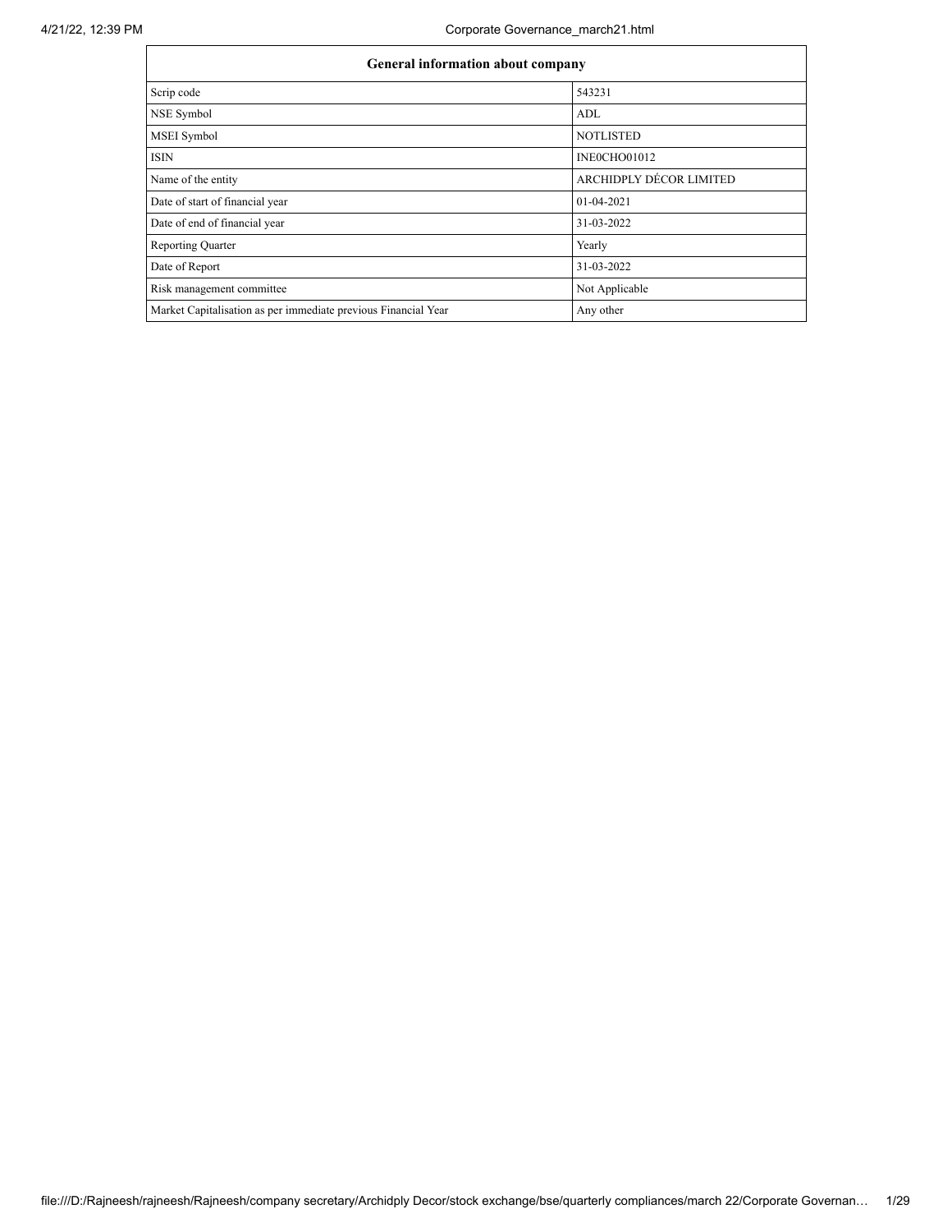| General information about company | |
| --- | --- |
| Scrip code | 543231 |
| NSE Symbol | ADL |
| MSEI Symbol | NOTLISTED |
| ISIN | INE0CHO01012 |
| Name of the entity | ARCHIDPLY DÉCOR LIMITED |
| Date of start of financial year | 01-04-2021 |
| Date of end of financial year | 31-03-2022 |
| Reporting Quarter | Yearly |
| Date of Report | 31-03-2022 |
| Risk management committee | Not Applicable |
| Market Capitalisation as per immediate previous Financial Year | Any other |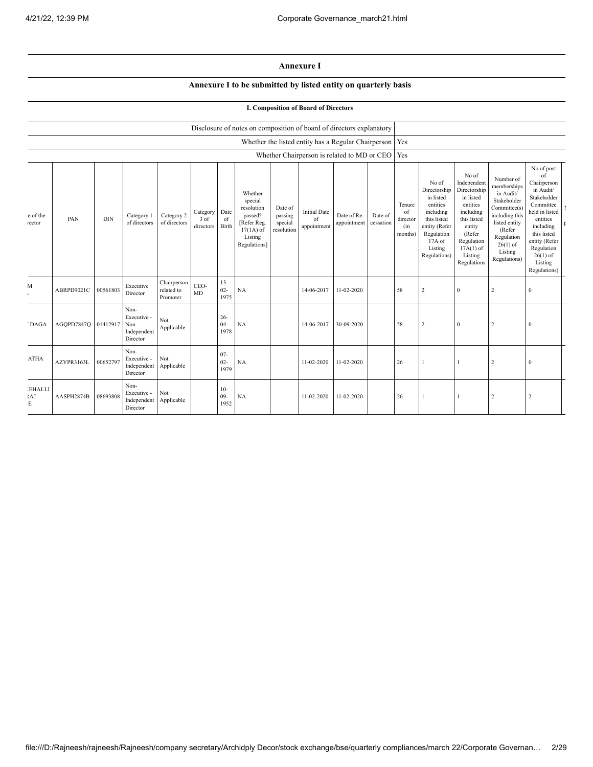## Annexure I

### Annexure I to be submitted by listed entity on quarterly basis

#### I. Composition of Board of Directors

| | |
|---|---|
| Disclosure of notes on composition of board of directors explanatory | |
| Whether the listed entity has a Regular Chairperson | Yes |
| Whether Chairperson is related to MD or CEO | Yes |

| e of the rector | PAN | DIN | Category 1 of directors | Category 2 of directors | Category 3 of directors | Date of Birth | Whether special resolution passed? [Refer Reg. 17(1A) of Listing Regulations] | Date of passing special resolution | Initial Date of appointment | Date of Re-appointment | Date of cessation | Tenure of director (in months) | No of Directorship in listed entities including this listed entity (Refer Regulation 17A of Listing Regulations) | No of Independent Directorship in listed entities including this listed entity (Refer Regulation 17A(1) of Listing Regulations | Number of memberships in Audit/ Stakeholder Committee(s) including this listed entity (Refer Regulation 26(1) of Listing Regulations) | No of post of Chairperson in Audit/ Stakeholder Committee held in listed entities including this listed entity (Refer Regulation 26(1) of Listing Regulations) |
|---|---|---|---|---|---|---|---|---|---|---|---|---|---|---|---|---|
| M | ABRPD9021C | 00561803 | Executive Director | Chairperson related to Promoter | CEO-MD | 13-02-1975 | NA | | 14-06-2017 | 11-02-2020 | | 58 | 2 | 0 | 2 | 0 |
| DAGA | AGQPD7847Q | 01412917 | Non-Executive - Non Independent Director | Not Applicable | | 26-04-1978 | NA | | 14-06-2017 | 30-09-2020 | | 58 | 2 | 0 | 2 | 0 |
| ATHA | AZYPR3163L | 00652797 | Non-Executive - Independent Director | Not Applicable | | 07-02-1979 | NA | | 11-02-2020 | 11-02-2020 | | 26 | 1 | 1 | 2 | 0 |
| EHALLI RAJ E | AASPH2874B | 08693808 | Non-Executive - Independent Director | Not Applicable | | 10-09-1952 | NA | | 11-02-2020 | 11-02-2020 | | 26 | 1 | 1 | 2 | 2 |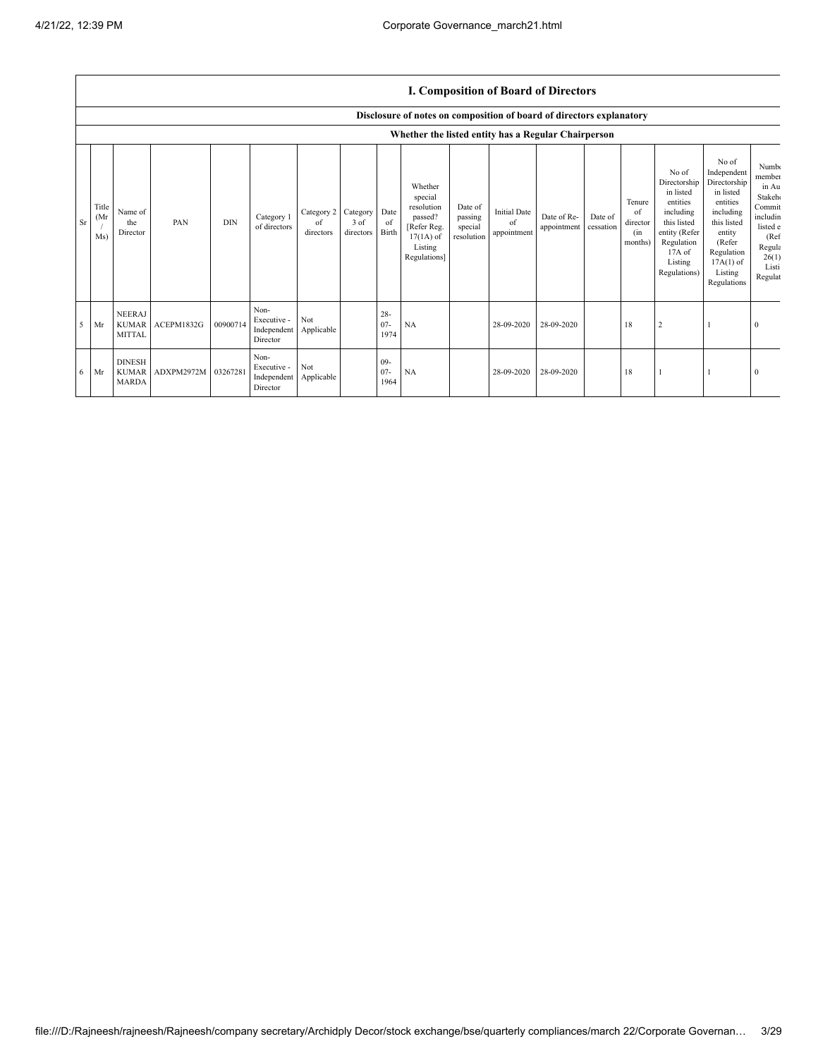## I. Composition of Board of Directors

### Disclosure of notes on composition of board of directors explanatory

### Whether the listed entity has a Regular Chairperson

| Sr | Title (Mr / Ms) | Name of the Director | PAN | DIN | Category 1 of directors | Category 2 of directors | Category 3 of directors | Date of Birth | Whether special resolution passed? [Refer Reg. 17(1A) of Listing Regulations] | Date of passing special resolution | Initial Date of appointment | Date of Re-appointment | Date of cessation | Tenure of director (in months) | No of Directorship in listed entities including this listed entity (Refer Regulation 17A of Listing Regulations) | No of Independent Directorship in listed entities including this listed entity (Refer Regulation 17A(1) of Listing Regulations | Numbe member in Au Stakeh Commit includin listed e (Ref Regula 26(1) Listi Regulat |
|---|---|---|---|---|---|---|---|---|---|---|---|---|---|---|---|---|---|
| 5 | Mr | NEERAJ KUMAR MITTAL | ACEPM1832G | 00900714 | Non-Executive - Independent Director | Not Applicable | | 28-07-1974 | NA | | 28-09-2020 | 28-09-2020 | | 18 | 2 | 1 | 0 |
| 6 | Mr | DINESH KUMAR MARDA | ADXPM2972M | 03267281 | Non-Executive - Independent Director | Not Applicable | | 09-07-1964 | NA | | 28-09-2020 | 28-09-2020 | | 18 | 1 | 1 | 0 |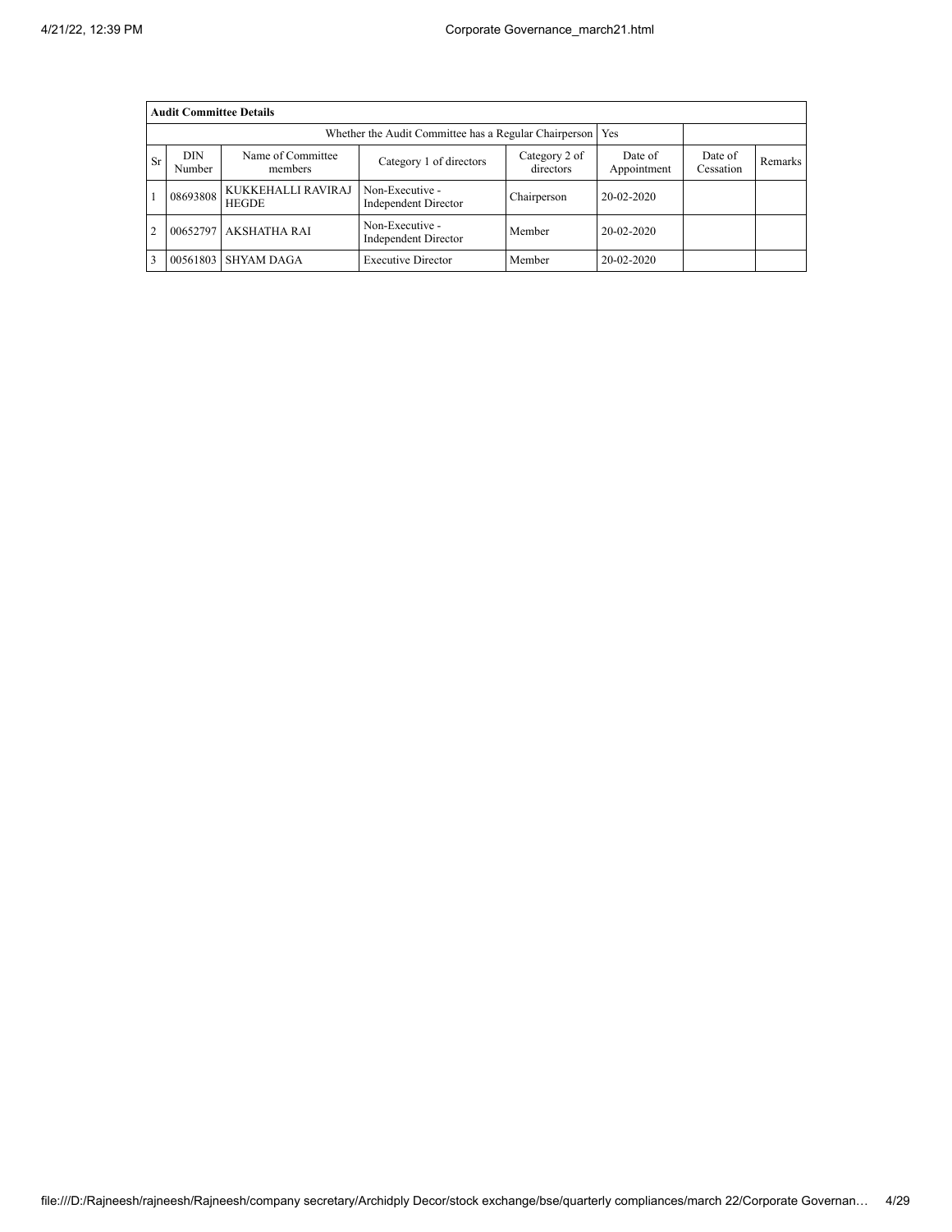**Audit Committee Details**

| | | | | | | | |
|---|---|---|---|---|---|---|---|
| Whether the Audit Committee has a Regular Chairperson | | | | | Yes | | |
| Sr | DIN Number | Name of Committee members | Category 1 of directors | Category 2 of directors | Date of Appointment | Date of Cessation | Remarks |
| 1 | 08693808 | KUKKEHALLI RAVIRAJ HEGDE | Non-Executive - Independent Director | Chairperson | 20-02-2020 | | |
| 2 | 00652797 | AKSHATHA RAI | Non-Executive - Independent Director | Member | 20-02-2020 | | |
| 3 | 00561803 | SHYAM DAGA | Executive Director | Member | 20-02-2020 | | |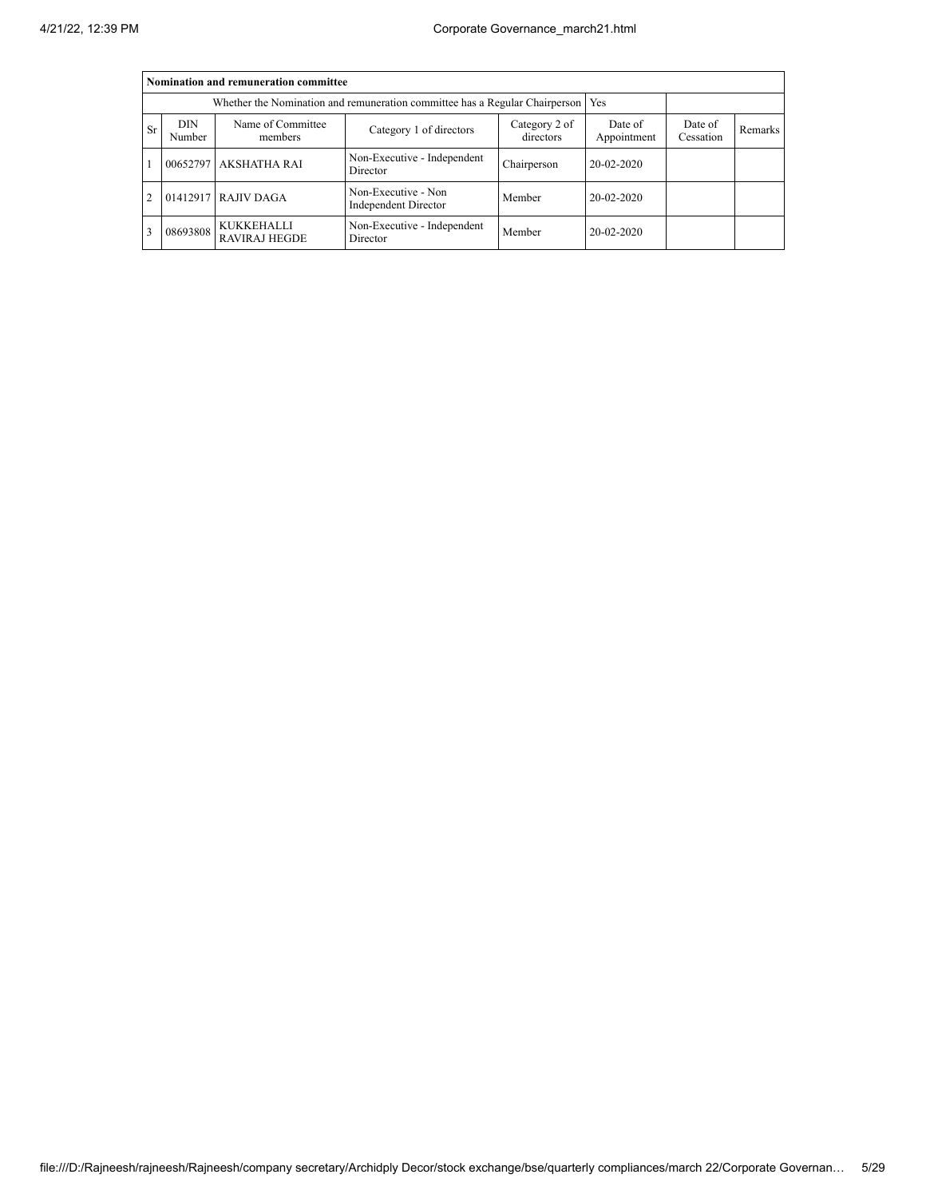| Nomination and remuneration committee | | | | | | | |
|---|---|---|---|---|---|---|---|
| Whether the Nomination and remuneration committee has a Regular Chairperson | | | | | Yes | | |
| Sr | DIN Number | Name of Committee members | Category 1 of directors | Category 2 of directors | Date of Appointment | Date of Cessation | Remarks |
| 1 | 00652797 | AKSHATHA RAI | Non-Executive - Independent Director | Chairperson | 20-02-2020 | | |
| 2 | 01412917 | RAJIV DAGA | Non-Executive - Non Independent Director | Member | 20-02-2020 | | |
| 3 | 08693808 | KUKKEHALLI RAVIRAJ HEGDE | Non-Executive - Independent Director | Member | 20-02-2020 | | |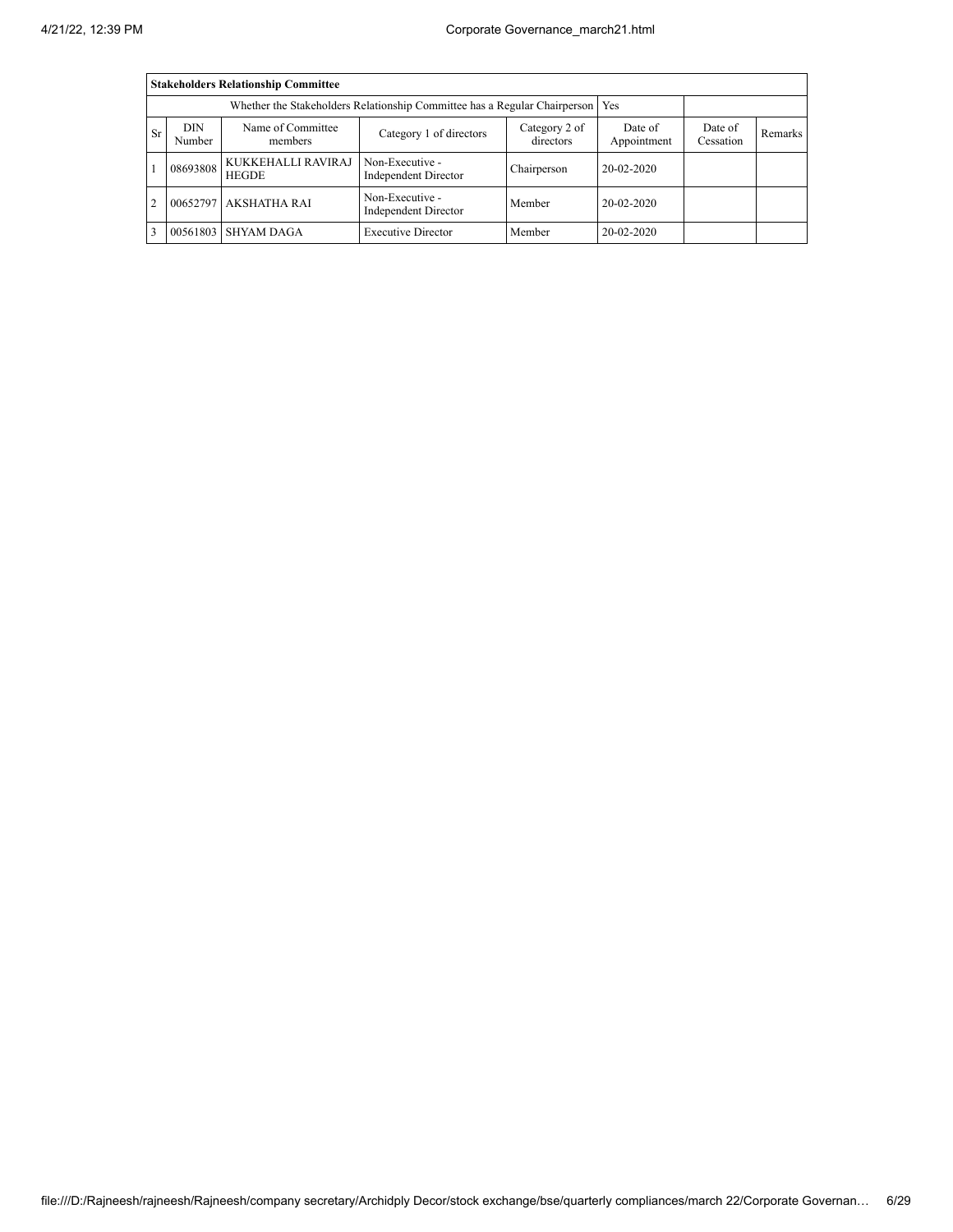| Stakeholders Relationship Committee | | | | | | | |
|---|---|---|---|---|---|---|---|
| Whether the Stakeholders Relationship Committee has a Regular Chairperson | | | | | Yes | | |
| Sr | DIN Number | Name of Committee members | Category 1 of directors | Category 2 of directors | Date of Appointment | Date of Cessation | Remarks |
| 1 | 08693808 | KUKKEHALLI RAVIRAJ HEGDE | Non-Executive - Independent Director | Chairperson | 20-02-2020 | | |
| 2 | 00652797 | AKSHATHA RAI | Non-Executive - Independent Director | Member | 20-02-2020 | | |
| 3 | 00561803 | SHYAM DAGA | Executive Director | Member | 20-02-2020 | | |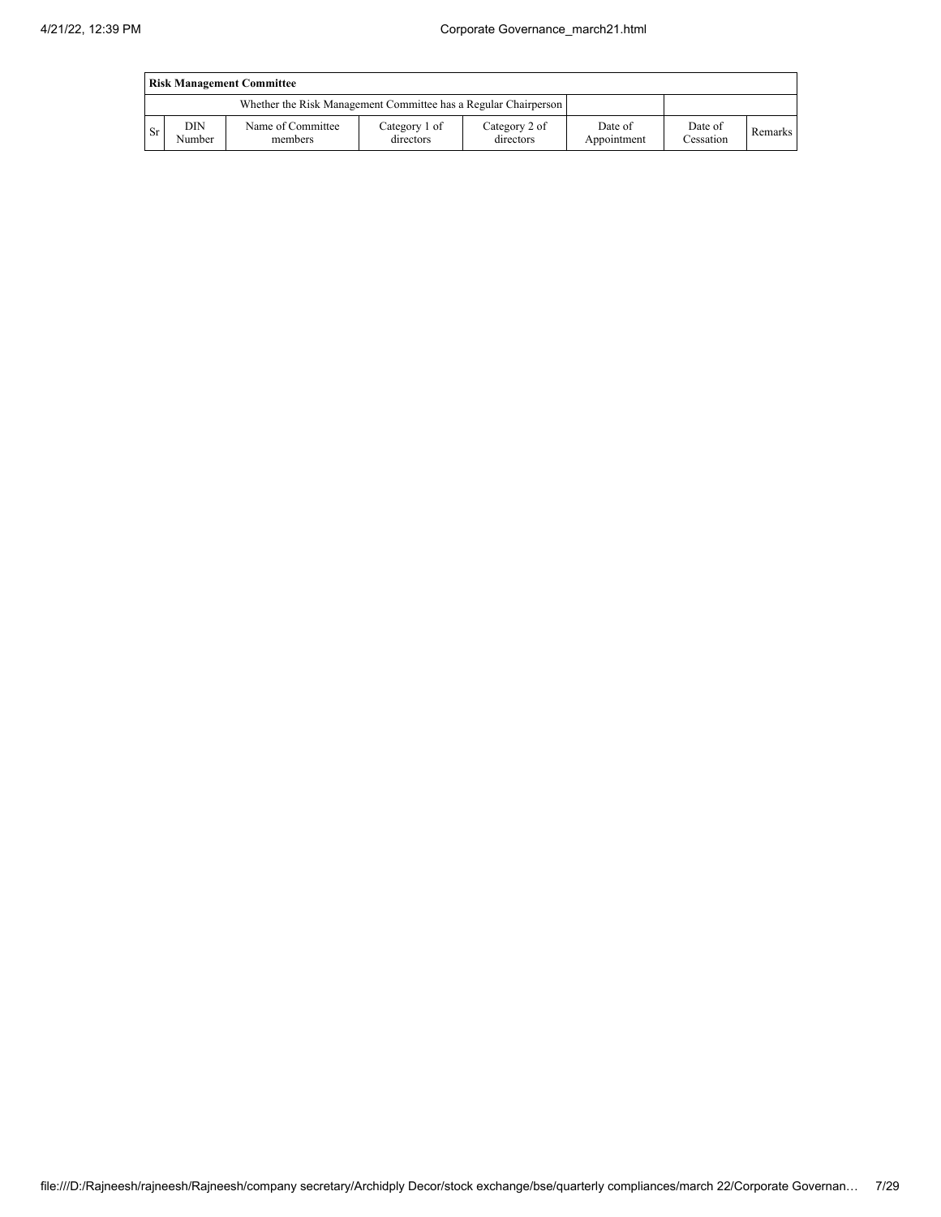| Risk Management Committee | | | | | | | |
|---|---|---|---|---|---|---|---|
| Whether the Risk Management Committee has a Regular Chairperson | | | | | | | |
| Sr | DIN Number | Name of Committee members | Category 1 of directors | Category 2 of directors | Date of Appointment | Date of Cessation | Remarks |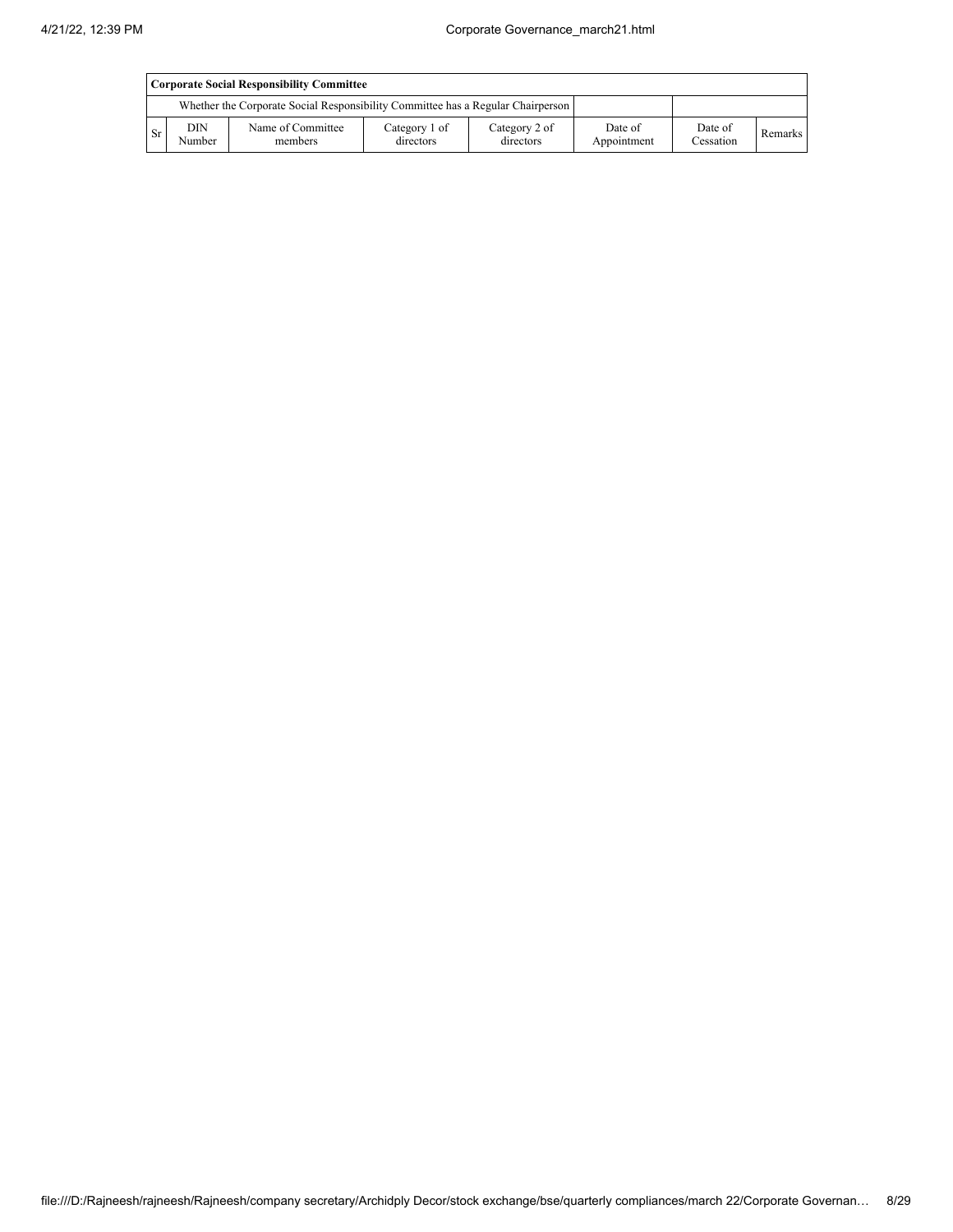| Corporate Social Responsibility Committee | | | | | | | |
|---|---|---|---|---|---|---|---|
| Whether the Corporate Social Responsibility Committee has a Regular Chairperson | | | | | | | |
| Sr | DIN Number | Name of Committee members | Category 1 of directors | Category 2 of directors | Date of Appointment | Date of Cessation | Remarks |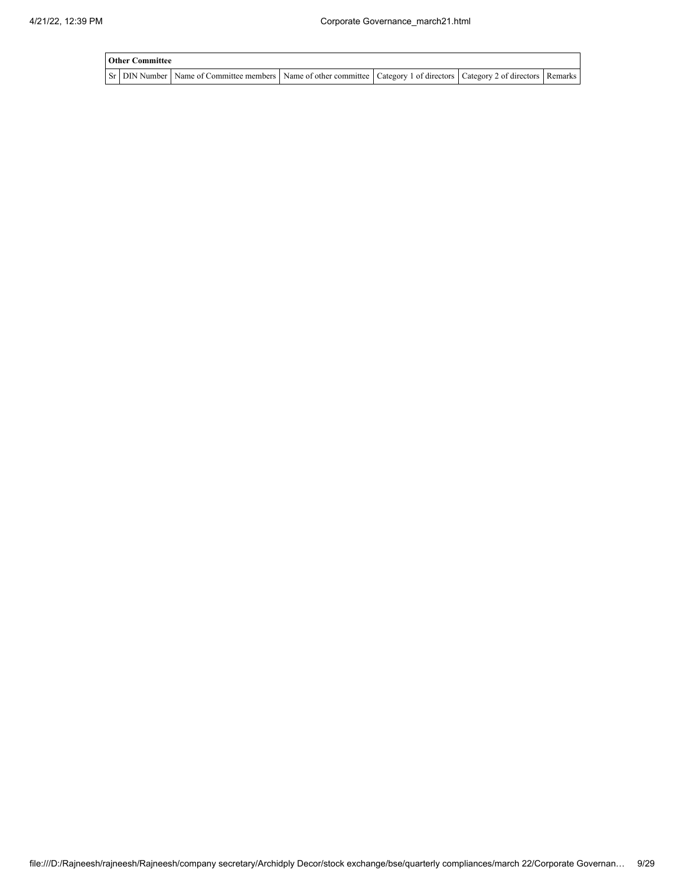| Other Committee | | | | | | |
|---|---|---|---|---|---|---|
| Sr | DIN Number | Name of Committee members | Name of other committee | Category 1 of directors | Category 2 of directors | Remarks |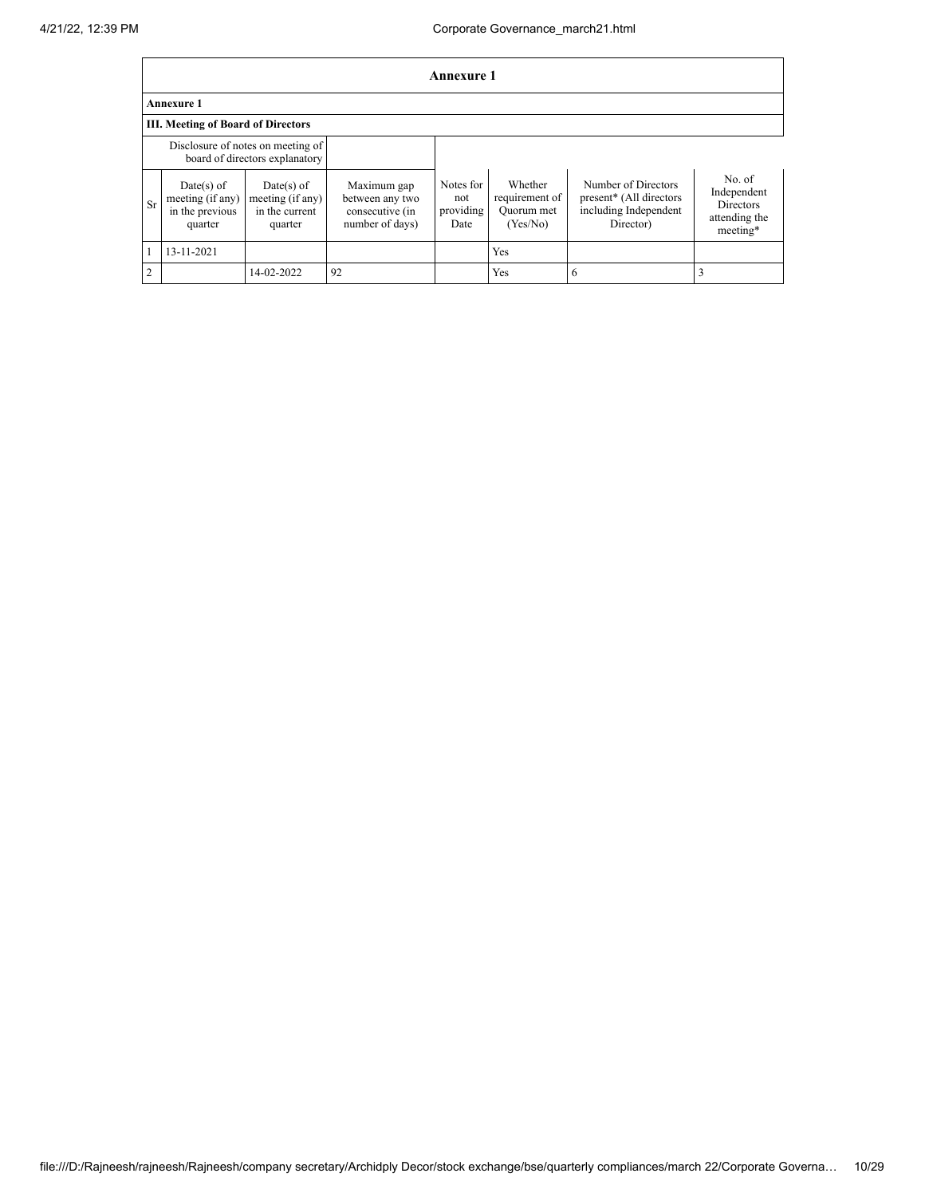## Annexure 1

### Annexure 1

### III. Meeting of Board of Directors

| Disclosure of notes on meeting of board of directors explanatory | | | | | | | |
|---|---|---|---|---|---|---|---|
| Sr | Date(s) of meeting (if any) in the previous quarter | Date(s) of meeting (if any) in the current quarter | Maximum gap between any two consecutive (in number of days) | Notes for not providing Date | Whether requirement of Quorum met (Yes/No) | Number of Directors present* (All directors including Independent Director) | No. of Independent Directors attending the meeting* |
| 1 | 13-11-2021 | | | | Yes | | |
| 2 | | 14-02-2022 | 92 | | Yes | 6 | 3 |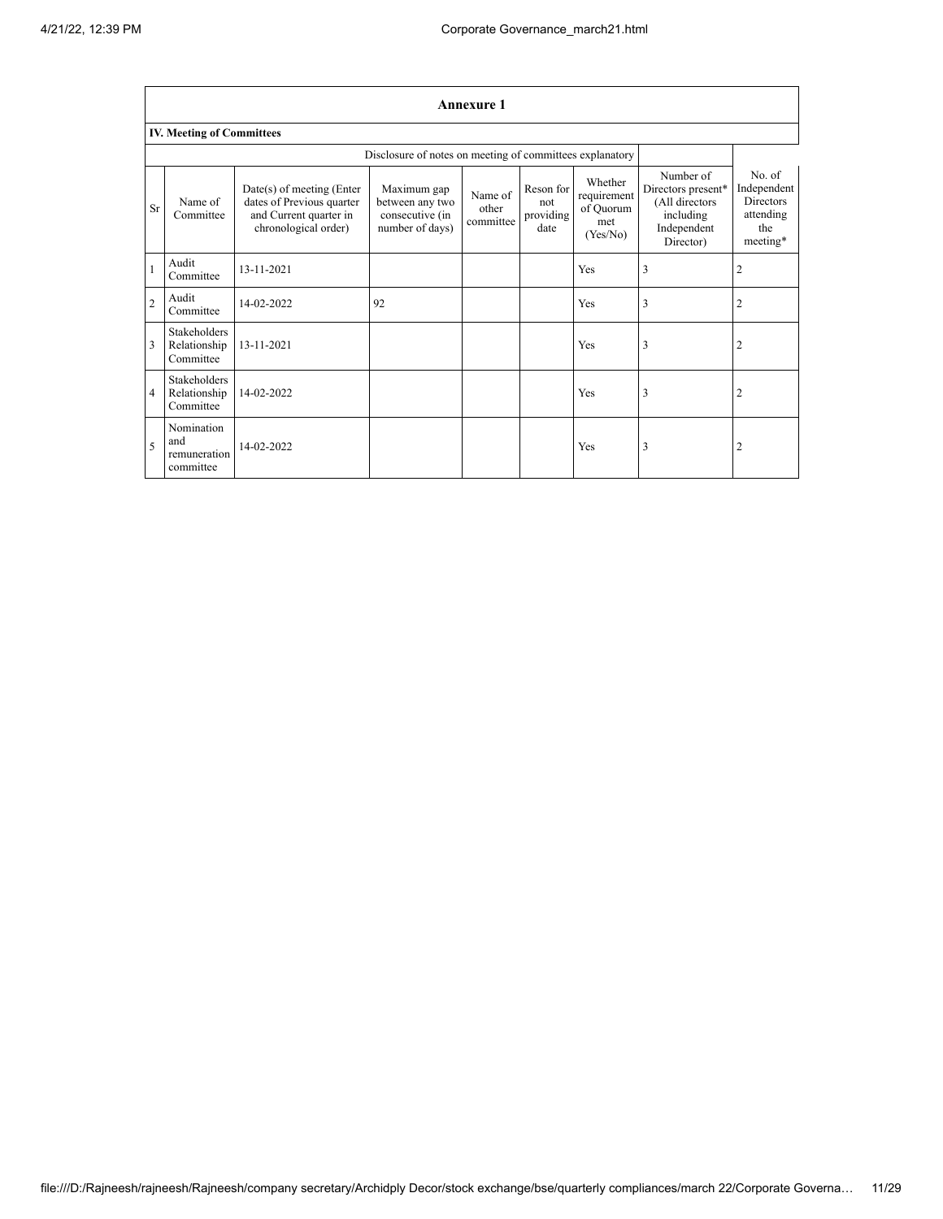## Annexure 1

### IV. Meeting of Committees

Disclosure of notes on meeting of committees explanatory

| Sr | Name of Committee | Date(s) of meeting (Enter dates of Previous quarter and Current quarter in chronological order) | Maximum gap between any two consecutive (in number of days) | Name of other committee | Reson for not providing date | Whether requirement of Quorum met (Yes/No) | Number of Directors present* (All directors including Independent Director) | No. of Independent Directors attending the meeting* |
|---|---|---|---|---|---|---|---|---|
| 1 | Audit Committee | 13-11-2021 | | | | Yes | 3 | 2 |
| 2 | Audit Committee | 14-02-2022 | 92 | | | Yes | 3 | 2 |
| 3 | Stakeholders Relationship Committee | 13-11-2021 | | | | Yes | 3 | 2 |
| 4 | Stakeholders Relationship Committee | 14-02-2022 | | | | Yes | 3 | 2 |
| 5 | Nomination and remuneration committee | 14-02-2022 | | | | Yes | 3 | 2 |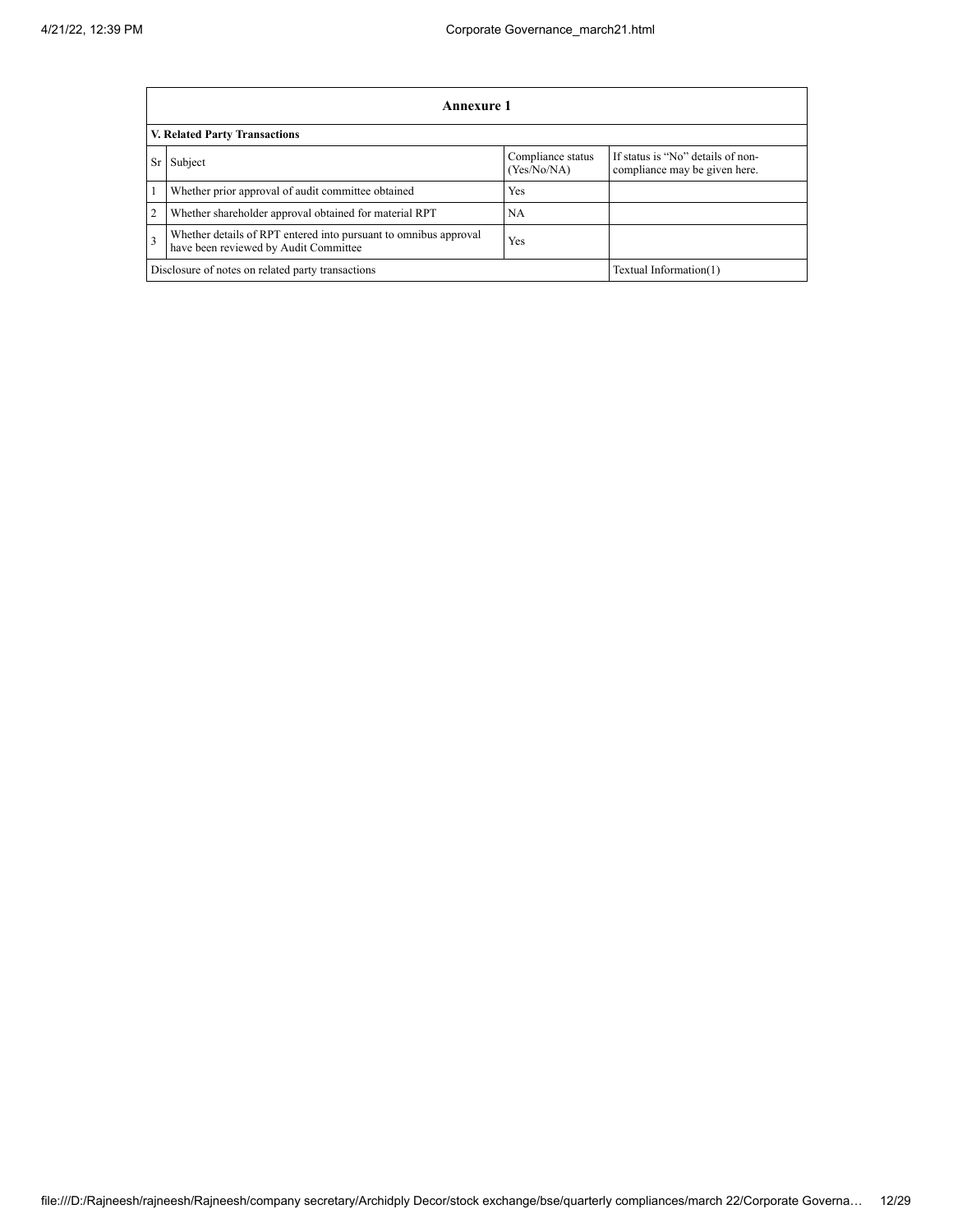| Annexure 1 | | | |
|---|---|---|---|
| **V. Related Party Transactions** | | | |
| Sr | Subject | Compliance status (Yes/No/NA) | If status is "No" details of non-compliance may be given here. |
| 1 | Whether prior approval of audit committee obtained | Yes | |
| 2 | Whether shareholder approval obtained for material RPT | NA | |
| 3 | Whether details of RPT entered into pursuant to omnibus approval have been reviewed by Audit Committee | Yes | |
| Disclosure of notes on related party transactions | | | Textual Information(1) |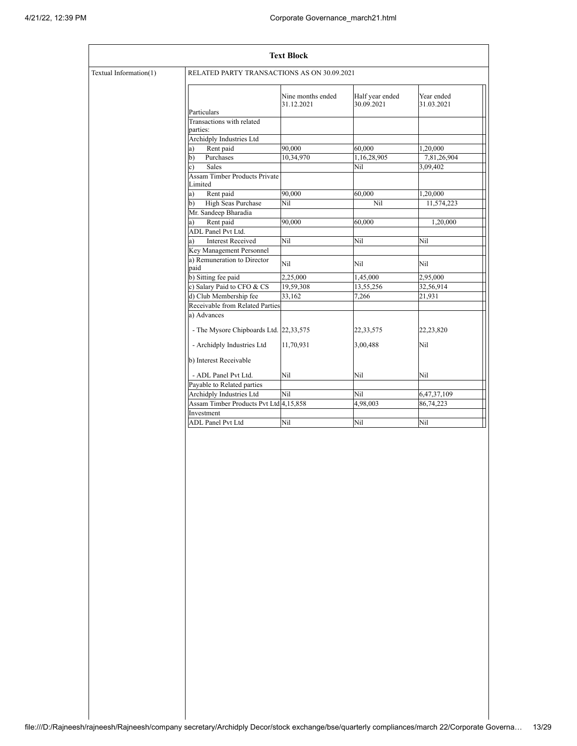| Text Block | |
|---|---|
| Textual Information(1) | RELATED PARTY TRANSACTIONS AS ON 30.09.2021 |

| Particulars | Nine months ended 31.12.2021 | Half year ended 30.09.2021 | Year ended 31.03.2021 |
|---|---|---|---|
| Transactions with related parties: | | | |
| Archidply Industries Ltd | | | |
| a) Rent paid | 90,000 | 60,000 | 1,20,000 |
| b) Purchases | 10,34,970 | 1,16,28,905 | 7,81,26,904 |
| c) Sales | | Nil | 3,09,402 |
| Assam Timber Products Private Limited | | | |
| a) Rent paid | 90,000 | 60,000 | 1,20,000 |
| b) High Seas Purchase | Nil | Nil | 11,574,223 |
| Mr. Sandeep Bharadia | | | |
| a) Rent paid | 90,000 | 60,000 | 1,20,000 |
| ADL Panel Pvt Ltd. | | | |
| a) Interest Received | Nil | Nil | Nil |
| Key Management Personnel | | | |
| a) Remuneration to Director paid | Nil | Nil | Nil |
| b) Sitting fee paid | 2,25,000 | 1,45,000 | 2,95,000 |
| c) Salary Paid to CFO & CS | 19,59,308 | 13,55,256 | 32,56,914 |
| d) Club Membership fee | 33,162 | 7,266 | 21,931 |
| Receivable from Related Parties | | | |
| a) Advances | | | |
| - The Mysore Chipboards Ltd. | 22,33,575 | 22,33,575 | 22,23,820 |
| - Archidply Industries Ltd | 11,70,931 | 3,00,488 | Nil |
| b) Interest Receivable | | | |
| - ADL Panel Pvt Ltd. | Nil | Nil | Nil |
| Payable to Related parties | | | |
| Archidply Industries Ltd | Nil | Nil | 6,47,37,109 |
| Assam Timber Products Pvt Ltd | 4,15,858 | 4,98,003 | 86,74,223 |
| Investment | | | |
| ADL Panel Pvt Ltd | Nil | Nil | Nil |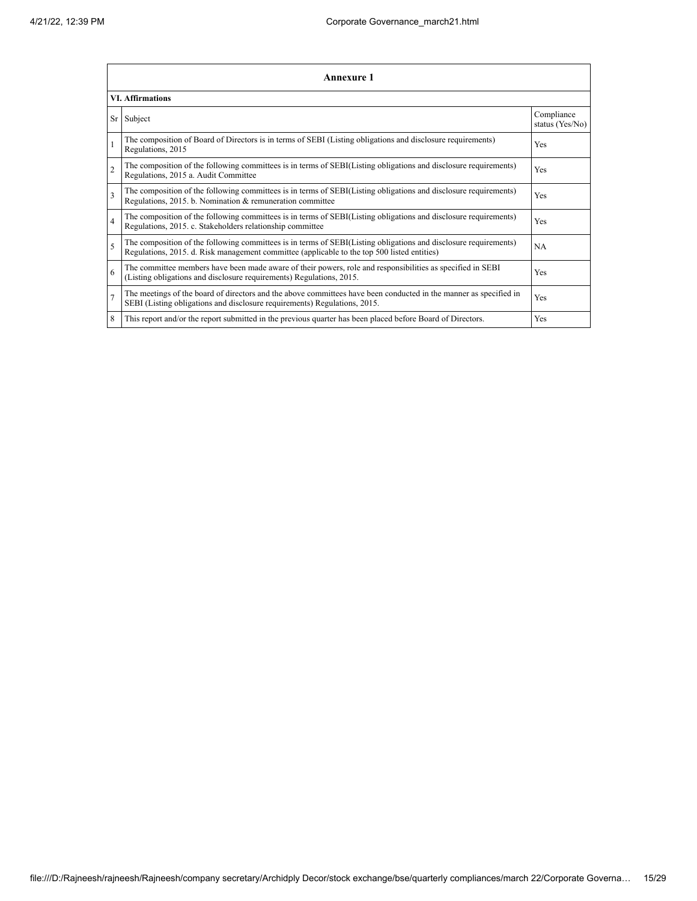| Annexure 1 | | |
| --- | --- | --- |
| **VI. Affirmations** | | |
| Sr | Subject | Compliance status (Yes/No) |
| 1 | The composition of Board of Directors is in terms of SEBI (Listing obligations and disclosure requirements) Regulations, 2015 | Yes |
| 2 | The composition of the following committees is in terms of SEBI(Listing obligations and disclosure requirements) Regulations, 2015 a. Audit Committee | Yes |
| 3 | The composition of the following committees is in terms of SEBI(Listing obligations and disclosure requirements) Regulations, 2015. b. Nomination & remuneration committee | Yes |
| 4 | The composition of the following committees is in terms of SEBI(Listing obligations and disclosure requirements) Regulations, 2015. c. Stakeholders relationship committee | Yes |
| 5 | The composition of the following committees is in terms of SEBI(Listing obligations and disclosure requirements) Regulations, 2015. d. Risk management committee (applicable to the top 500 listed entities) | NA |
| 6 | The committee members have been made aware of their powers, role and responsibilities as specified in SEBI (Listing obligations and disclosure requirements) Regulations, 2015. | Yes |
| 7 | The meetings of the board of directors and the above committees have been conducted in the manner as specified in SEBI (Listing obligations and disclosure requirements) Regulations, 2015. | Yes |
| 8 | This report and/or the report submitted in the previous quarter has been placed before Board of Directors. | Yes |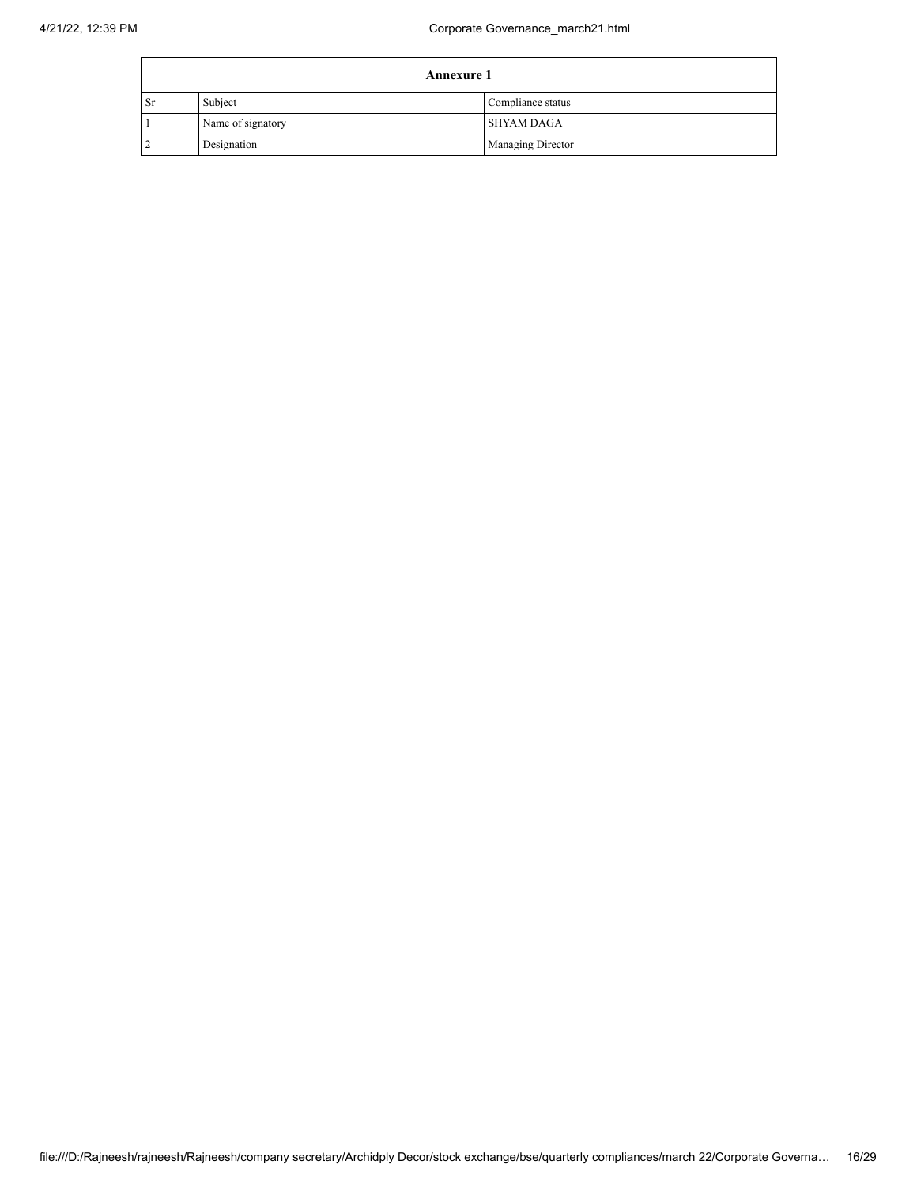| Annexure 1 | | |
|---|---|---|
| Sr | Subject | Compliance status |
| 1 | Name of signatory | SHYAM DAGA |
| 2 | Designation | Managing Director |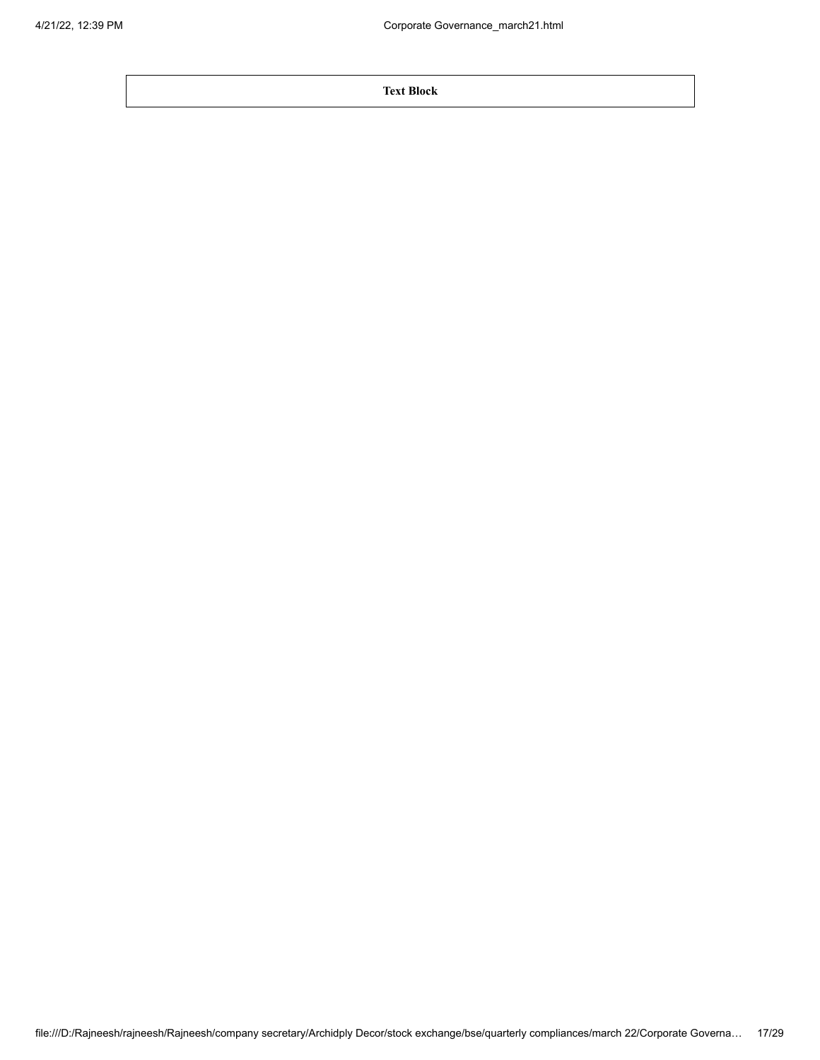| Text Block |
| --- |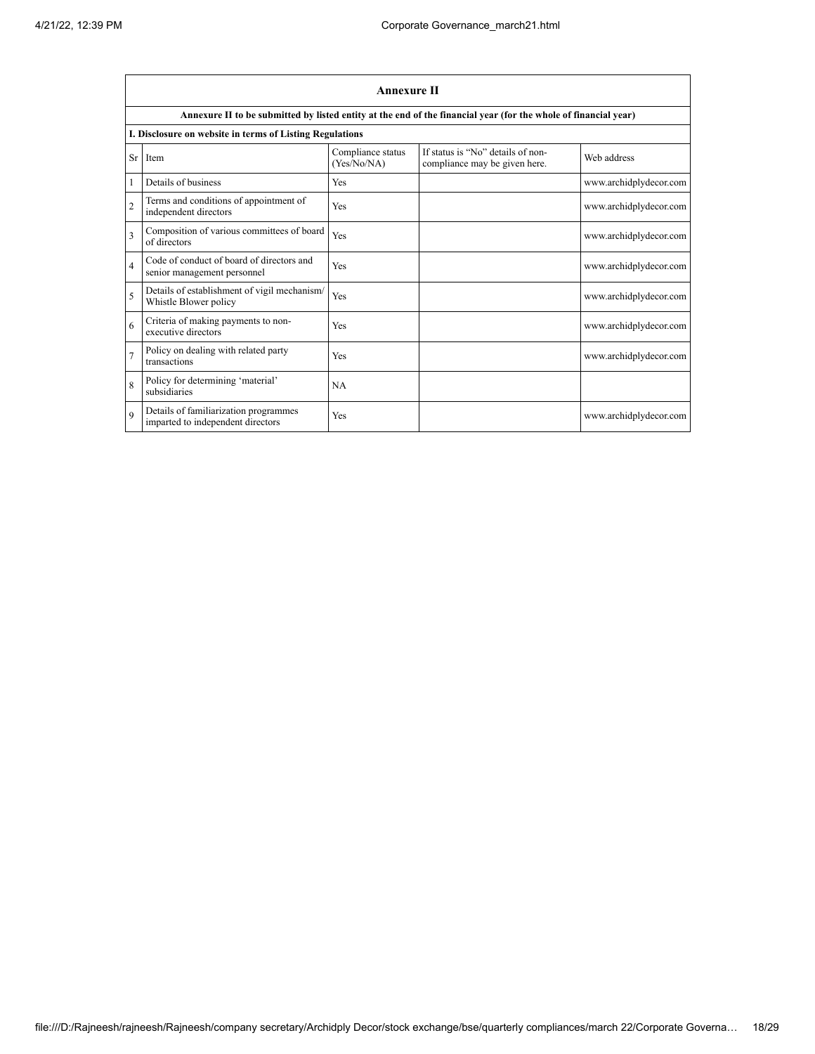## Annexure II

**Annexure II to be submitted by listed entity at the end of the financial year (for the whole of financial year)**

**I. Disclosure on website in terms of Listing Regulations**

| Sr | Item | Compliance status (Yes/No/NA) | If status is "No" details of non-compliance may be given here. | Web address |
|---|---|---|---|---|
| 1 | Details of business | Yes | | www.archidplydecor.com |
| 2 | Terms and conditions of appointment of independent directors | Yes | | www.archidplydecor.com |
| 3 | Composition of various committees of board of directors | Yes | | www.archidplydecor.com |
| 4 | Code of conduct of board of directors and senior management personnel | Yes | | www.archidplydecor.com |
| 5 | Details of establishment of vigil mechanism/ Whistle Blower policy | Yes | | www.archidplydecor.com |
| 6 | Criteria of making payments to non-executive directors | Yes | | www.archidplydecor.com |
| 7 | Policy on dealing with related party transactions | Yes | | www.archidplydecor.com |
| 8 | Policy for determining 'material' subsidiaries | NA | | |
| 9 | Details of familiarization programmes imparted to independent directors | Yes | | www.archidplydecor.com |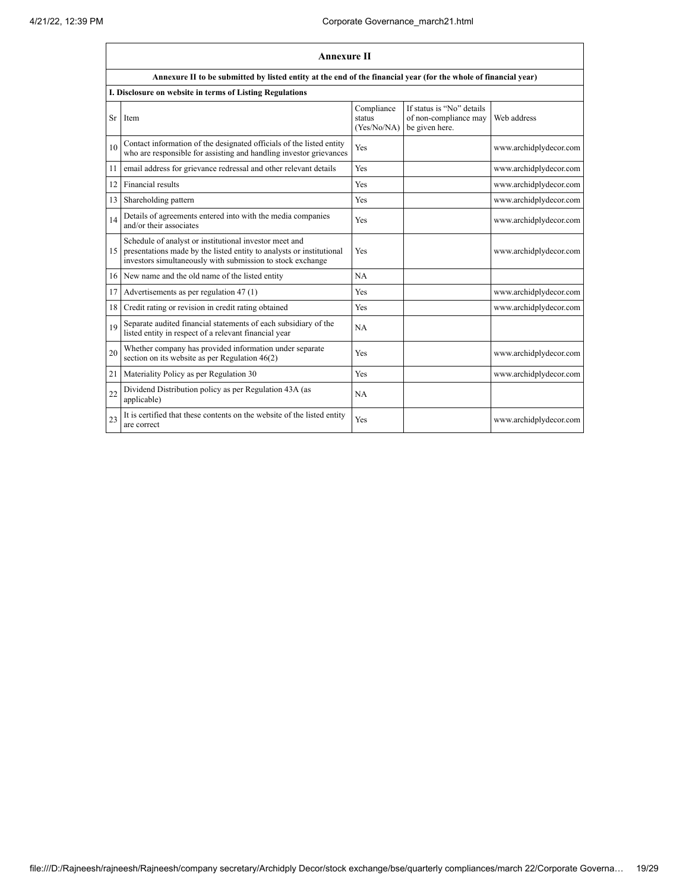| Annexure II | | | | |
|---|---|---|---|---|
| Annexure II to be submitted by listed entity at the end of the financial year (for the whole of financial year) | | | | |
| I. Disclosure on website in terms of Listing Regulations | | | | |
| Sr | Item | Compliance status (Yes/No/NA) | If status is "No" details of non-compliance may be given here. | Web address |
| 10 | Contact information of the designated officials of the listed entity who are responsible for assisting and handling investor grievances | Yes | | www.archidplydecor.com |
| 11 | email address for grievance redressal and other relevant details | Yes | | www.archidplydecor.com |
| 12 | Financial results | Yes | | www.archidplydecor.com |
| 13 | Shareholding pattern | Yes | | www.archidplydecor.com |
| 14 | Details of agreements entered into with the media companies and/or their associates | Yes | | www.archidplydecor.com |
| 15 | Schedule of analyst or institutional investor meet and presentations made by the listed entity to analysts or institutional investors simultaneously with submission to stock exchange | Yes | | www.archidplydecor.com |
| 16 | New name and the old name of the listed entity | NA | | |
| 17 | Advertisements as per regulation 47 (1) | Yes | | www.archidplydecor.com |
| 18 | Credit rating or revision in credit rating obtained | Yes | | www.archidplydecor.com |
| 19 | Separate audited financial statements of each subsidiary of the listed entity in respect of a relevant financial year | NA | | |
| 20 | Whether company has provided information under separate section on its website as per Regulation 46(2) | Yes | | www.archidplydecor.com |
| 21 | Materiality Policy as per Regulation 30 | Yes | | www.archidplydecor.com |
| 22 | Dividend Distribution policy as per Regulation 43A (as applicable) | NA | | |
| 23 | It is certified that these contents on the website of the listed entity are correct | Yes | | www.archidplydecor.com |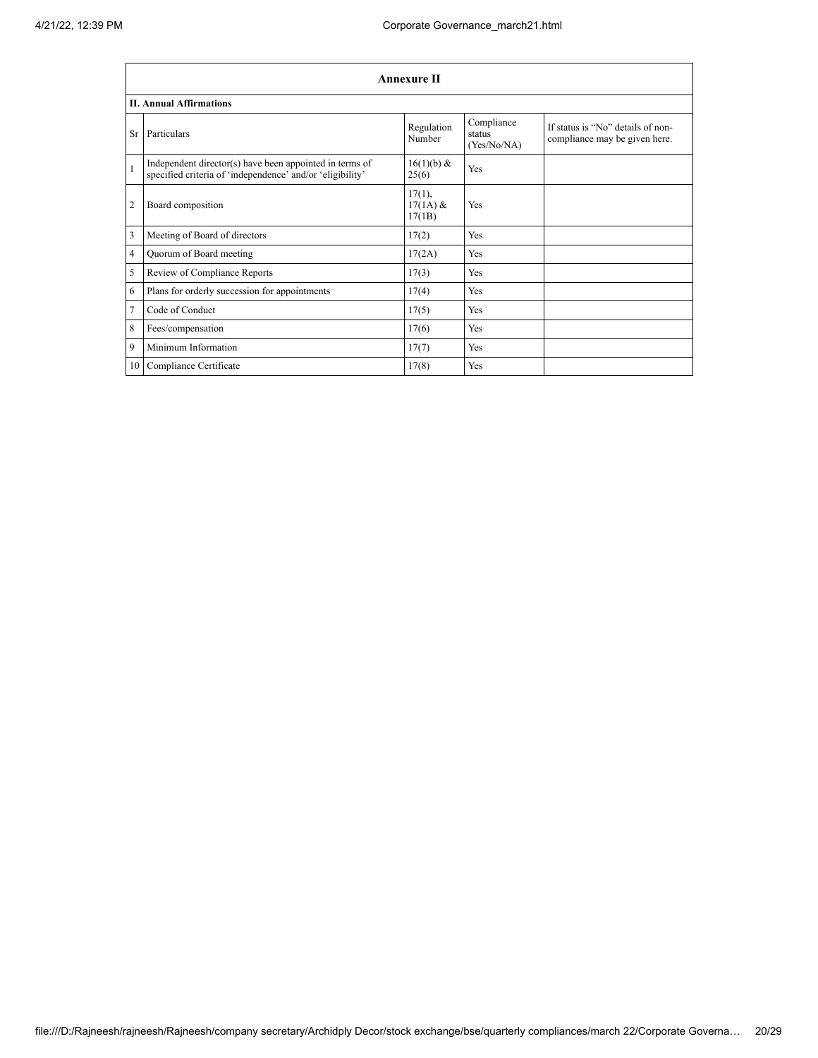## Annexure II

**II. Annual Affirmations**

| Sr | Particulars | Regulation Number | Compliance status (Yes/No/NA) | If status is "No" details of non-compliance may be given here. |
| --- | --- | --- | --- | --- |
| 1 | Independent director(s) have been appointed in terms of specified criteria of 'independence' and/or 'eligibility' | 16(1)(b) & 25(6) | Yes | |
| 2 | Board composition | 17(1), 17(1A) & 17(1B) | Yes | |
| 3 | Meeting of Board of directors | 17(2) | Yes | |
| 4 | Quorum of Board meeting | 17(2A) | Yes | |
| 5 | Review of Compliance Reports | 17(3) | Yes | |
| 6 | Plans for orderly succession for appointments | 17(4) | Yes | |
| 7 | Code of Conduct | 17(5) | Yes | |
| 8 | Fees/compensation | 17(6) | Yes | |
| 9 | Minimum Information | 17(7) | Yes | |
| 10 | Compliance Certificate | 17(8) | Yes | |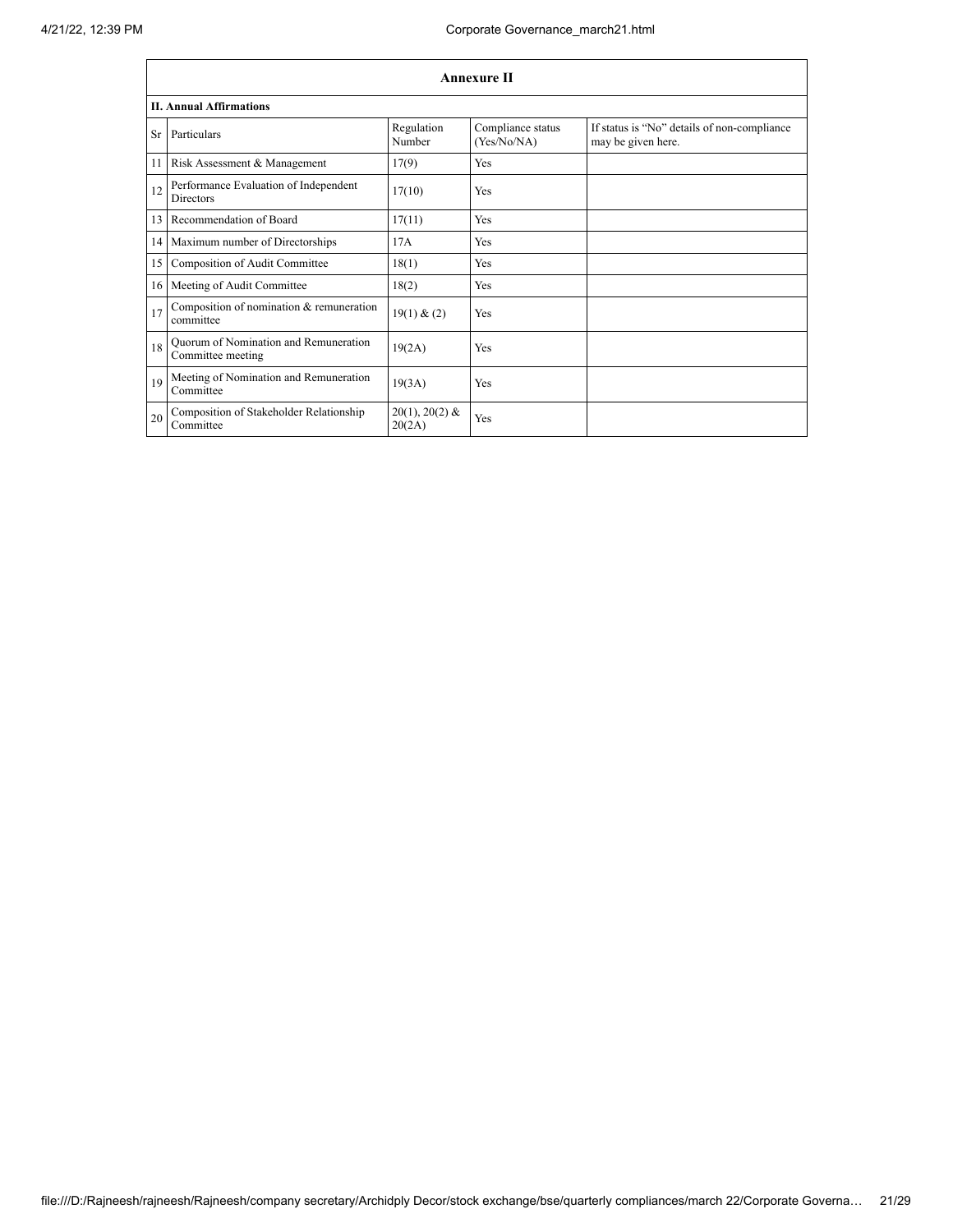## Annexure II

**II. Annual Affirmations**

| Sr | Particulars | Regulation Number | Compliance status (Yes/No/NA) | If status is “No” details of non-compliance may be given here. |
|---|---|---|---|---|
| 11 | Risk Assessment & Management | 17(9) | Yes | |
| 12 | Performance Evaluation of Independent Directors | 17(10) | Yes | |
| 13 | Recommendation of Board | 17(11) | Yes | |
| 14 | Maximum number of Directorships | 17A | Yes | |
| 15 | Composition of Audit Committee | 18(1) | Yes | |
| 16 | Meeting of Audit Committee | 18(2) | Yes | |
| 17 | Composition of nomination & remuneration committee | 19(1) & (2) | Yes | |
| 18 | Quorum of Nomination and Remuneration Committee meeting | 19(2A) | Yes | |
| 19 | Meeting of Nomination and Remuneration Committee | 19(3A) | Yes | |
| 20 | Composition of Stakeholder Relationship Committee | 20(1), 20(2) & 20(2A) | Yes | |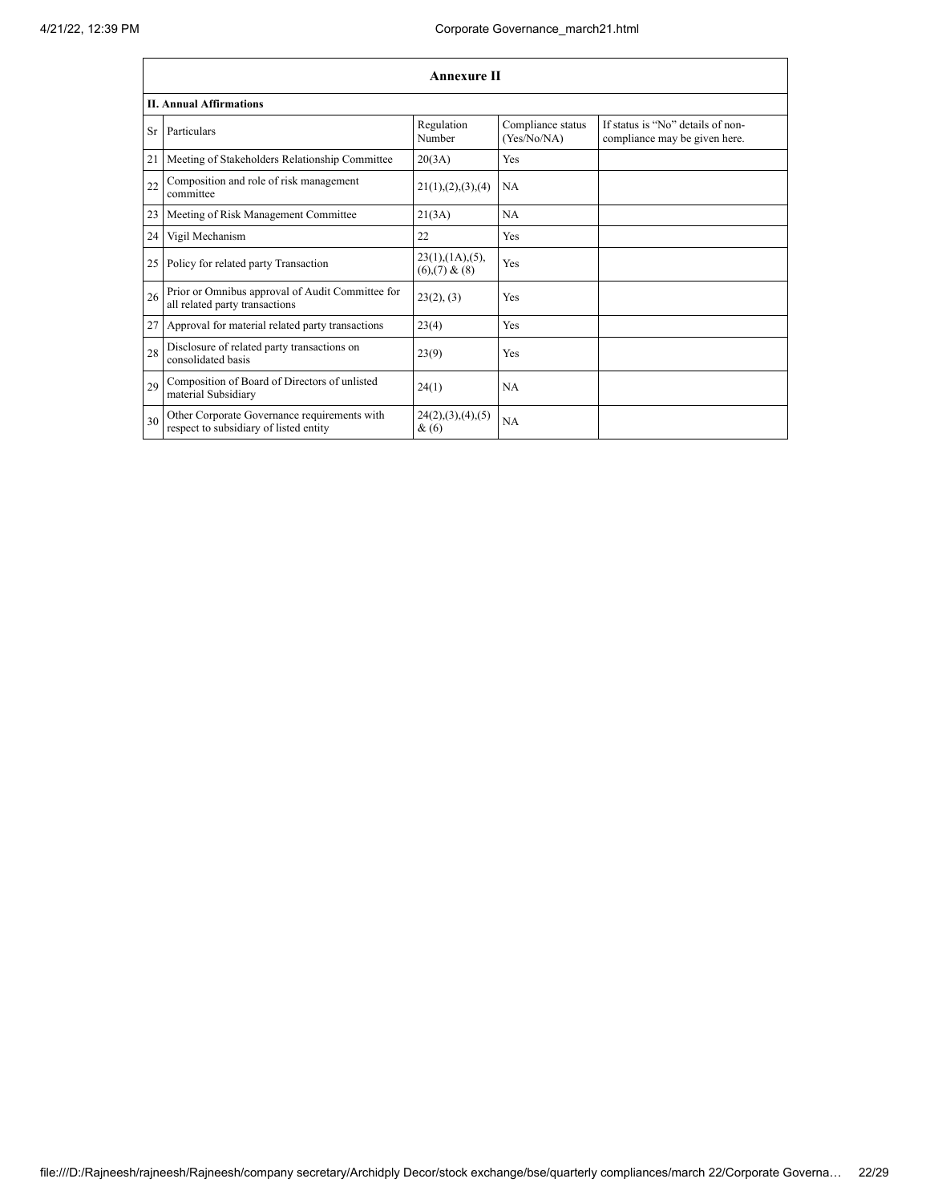| Annexure II | | | | |
|---|---|---|---|---|
| **II. Annual Affirmations** | | | | |
| Sr | Particulars | Regulation Number | Compliance status (Yes/No/NA) | If status is "No" details of non-compliance may be given here. |
| 21 | Meeting of Stakeholders Relationship Committee | 20(3A) | Yes | |
| 22 | Composition and role of risk management committee | 21(1),(2),(3),(4) | NA | |
| 23 | Meeting of Risk Management Committee | 21(3A) | NA | |
| 24 | Vigil Mechanism | 22 | Yes | |
| 25 | Policy for related party Transaction | 23(1),(1A),(5),(6),(7) & (8) | Yes | |
| 26 | Prior or Omnibus approval of Audit Committee for all related party transactions | 23(2), (3) | Yes | |
| 27 | Approval for material related party transactions | 23(4) | Yes | |
| 28 | Disclosure of related party transactions on consolidated basis | 23(9) | Yes | |
| 29 | Composition of Board of Directors of unlisted material Subsidiary | 24(1) | NA | |
| 30 | Other Corporate Governance requirements with respect to subsidiary of listed entity | 24(2),(3),(4),(5) & (6) | NA | |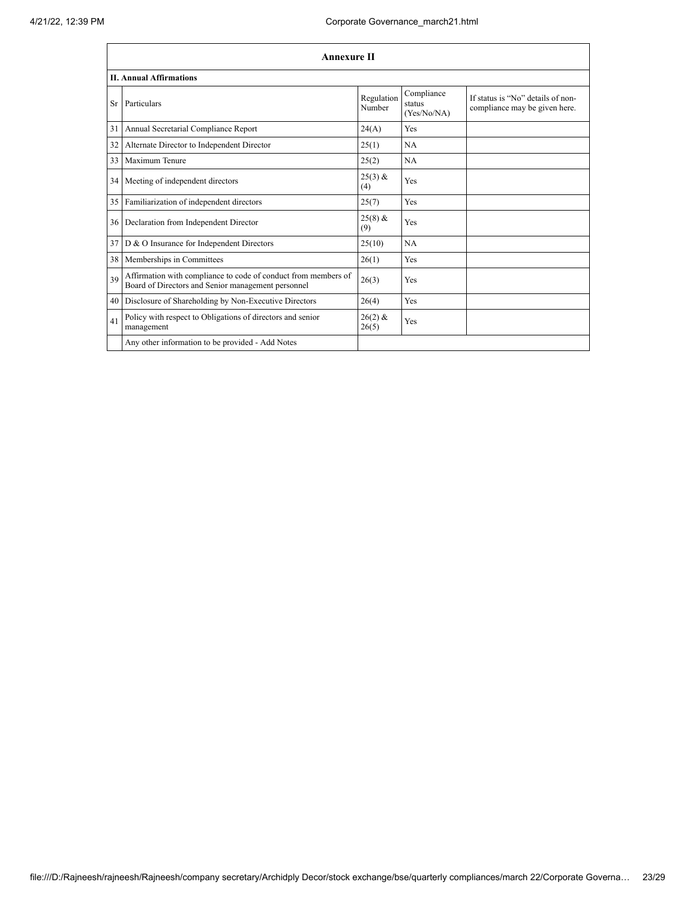| Annexure II | | | | |
|---|---|---|---|---|
| **II. Annual Affirmations** | | | | |
| Sr | Particulars | Regulation Number | Compliance status (Yes/No/NA) | If status is "No" details of non-compliance may be given here. |
| 31 | Annual Secretarial Compliance Report | 24(A) | Yes | |
| 32 | Alternate Director to Independent Director | 25(1) | NA | |
| 33 | Maximum Tenure | 25(2) | NA | |
| 34 | Meeting of independent directors | 25(3) & (4) | Yes | |
| 35 | Familiarization of independent directors | 25(7) | Yes | |
| 36 | Declaration from Independent Director | 25(8) & (9) | Yes | |
| 37 | D & O Insurance for Independent Directors | 25(10) | NA | |
| 38 | Memberships in Committees | 26(1) | Yes | |
| 39 | Affirmation with compliance to code of conduct from members of Board of Directors and Senior management personnel | 26(3) | Yes | |
| 40 | Disclosure of Shareholding by Non-Executive Directors | 26(4) | Yes | |
| 41 | Policy with respect to Obligations of directors and senior management | 26(2) & 26(5) | Yes | |
| | Any other information to be provided - Add Notes | | | |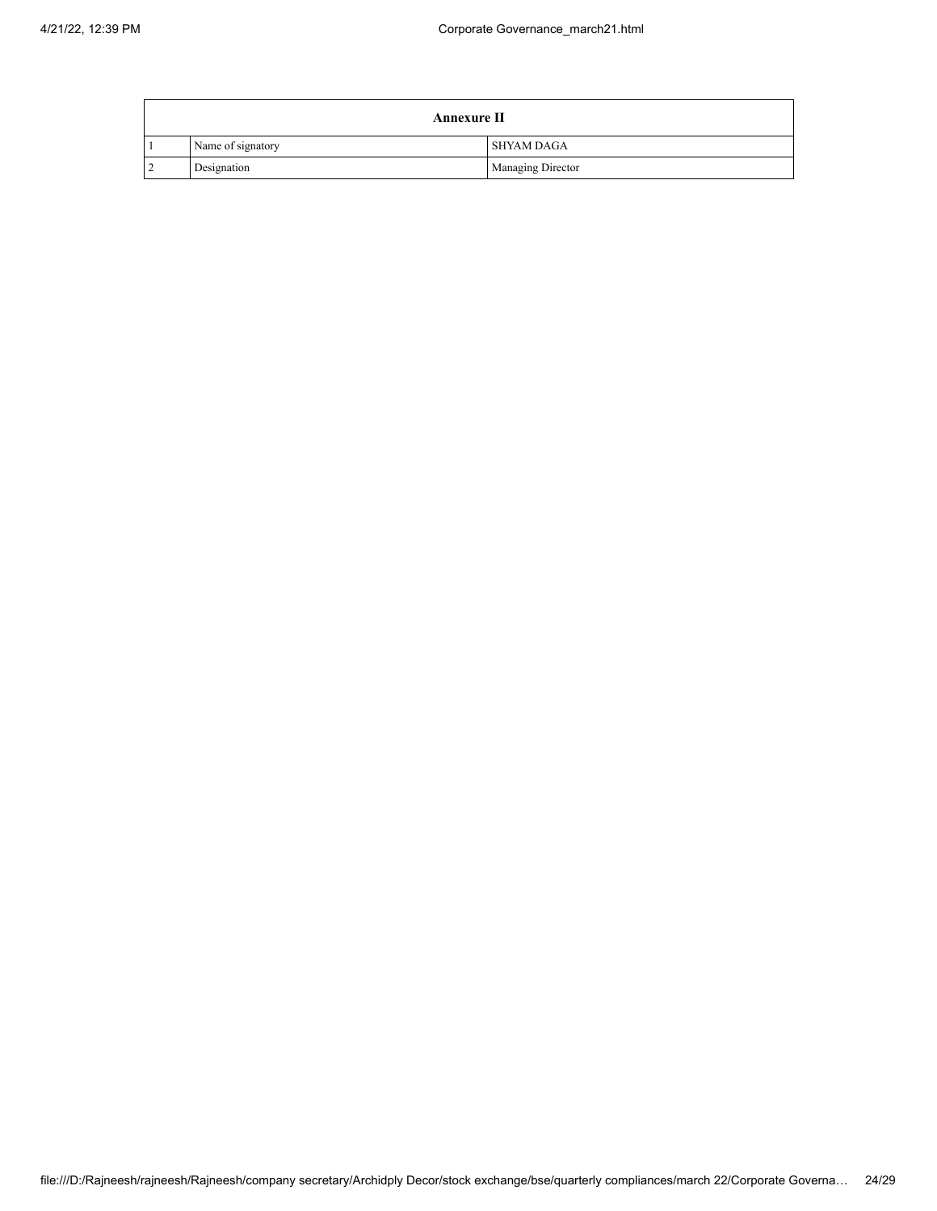| Annexure II | | |
| --- | --- | --- |
| 1 | Name of signatory | SHYAM DAGA |
| 2 | Designation | Managing Director |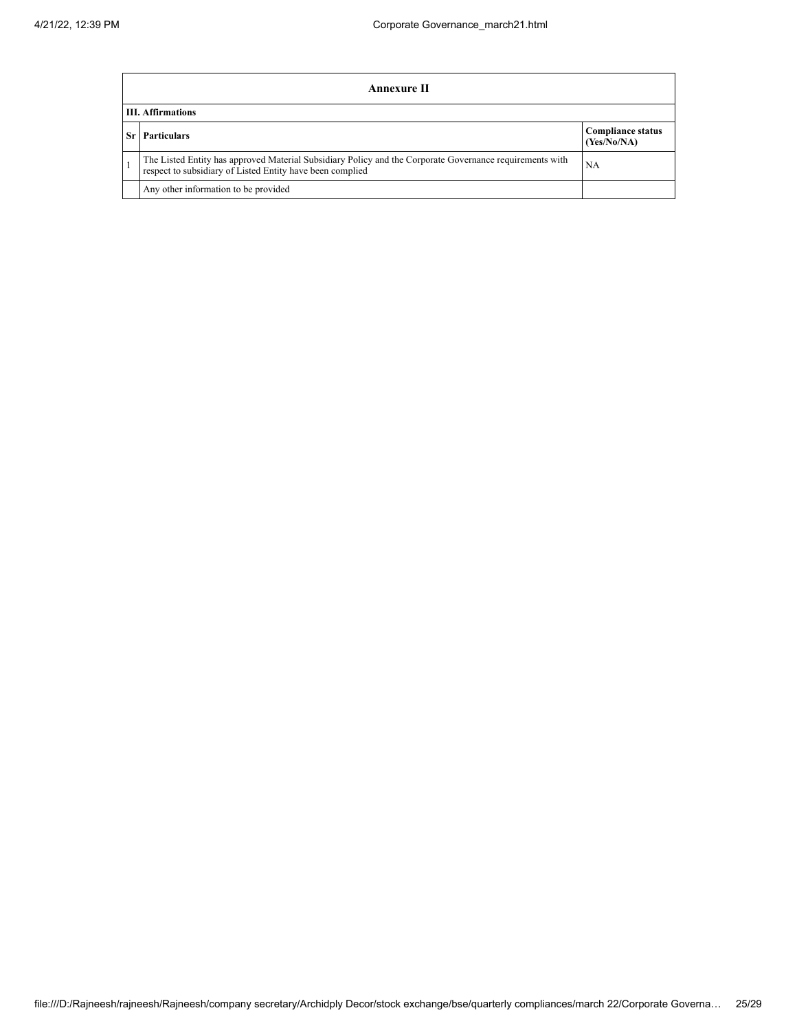| Annexure II | | |
| --- | --- | --- |
| **III. Affirmations** | | |
| **Sr** | **Particulars** | **Compliance status (Yes/No/NA)** |
| 1 | The Listed Entity has approved Material Subsidiary Policy and the Corporate Governance requirements with respect to subsidiary of Listed Entity have been complied | NA |
| | Any other information to be provided | |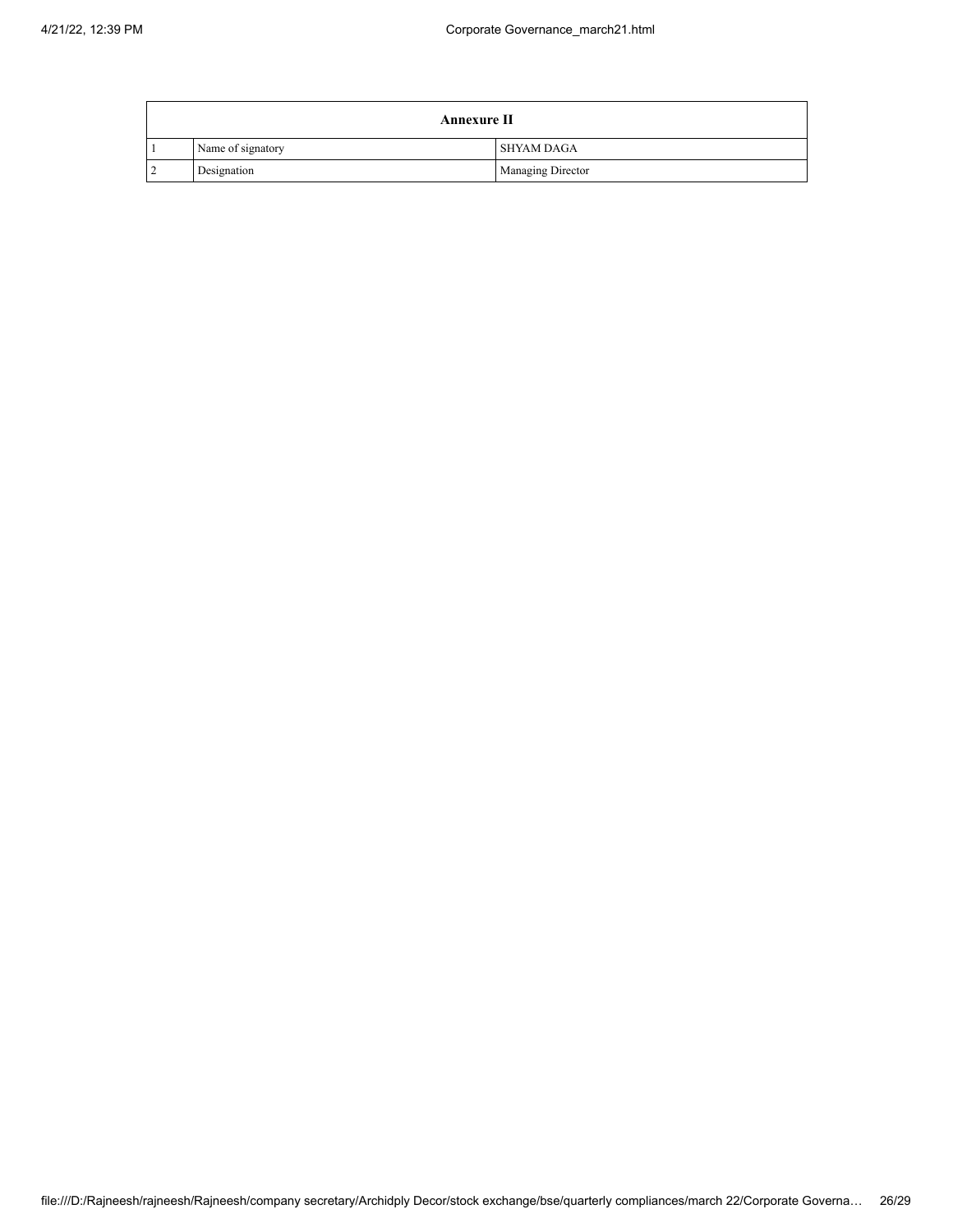| Annexure II | | |
|---|---|---|
| 1 | Name of signatory | SHYAM DAGA |
| 2 | Designation | Managing Director |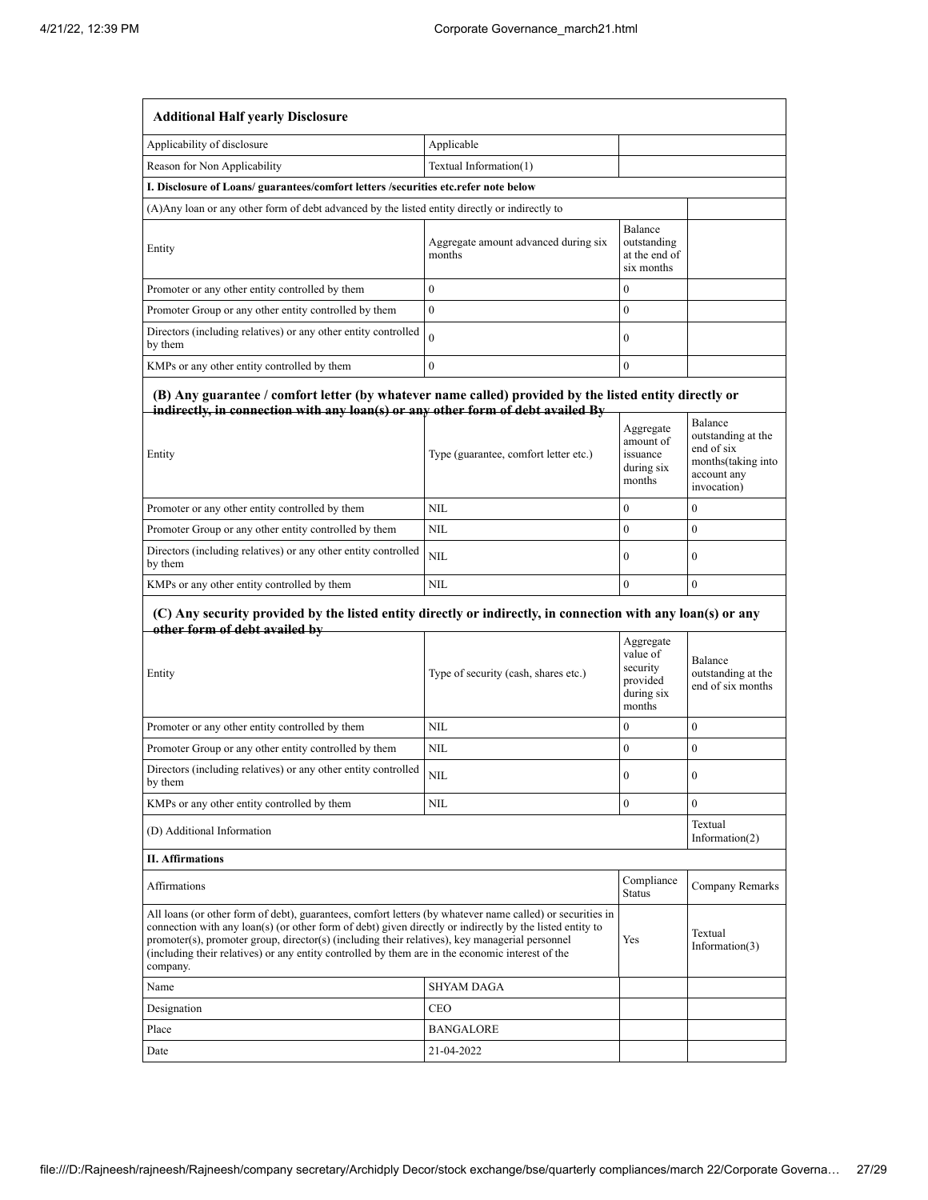| Additional Half yearly Disclosure | | | |
|---|---|---|---|
| Applicability of disclosure | Applicable | | |
| Reason for Non Applicability | Textual Information(1) | | |
| **I. Disclosure of Loans/ guarantees/comfort letters /securities etc.refer note below** | | | |
| (A)Any loan or any other form of debt advanced by the listed entity directly or indirectly to | | | |
| Entity | Aggregate amount advanced during six months | Balance outstanding at the end of six months | |
| Promoter or any other entity controlled by them | 0 | 0 | |
| Promoter Group or any other entity controlled by them | 0 | 0 | |
| Directors (including relatives) or any other entity controlled by them | 0 | 0 | |
| KMPs or any other entity controlled by them | 0 | 0 | |
| **(B) Any guarantee / comfort letter (by whatever name called) provided by the listed entity directly or indirectly, in connection with any loan(s) or any other form of debt availed By** | | | |
| Entity | Type (guarantee, comfort letter etc.) | Aggregate amount of issuance during six months | Balance outstanding at the end of six months(taking into account any invocation) |
| Promoter or any other entity controlled by them | NIL | 0 | 0 |
| Promoter Group or any other entity controlled by them | NIL | 0 | 0 |
| Directors (including relatives) or any other entity controlled by them | NIL | 0 | 0 |
| KMPs or any other entity controlled by them | NIL | 0 | 0 |
| **(C) Any security provided by the listed entity directly or indirectly, in connection with any loan(s) or any other form of debt availed by** | | | |
| Entity | Type of security (cash, shares etc.) | Aggregate value of security provided during six months | Balance outstanding at the end of six months |
| Promoter or any other entity controlled by them | NIL | 0 | 0 |
| Promoter Group or any other entity controlled by them | NIL | 0 | 0 |
| Directors (including relatives) or any other entity controlled by them | NIL | 0 | 0 |
| KMPs or any other entity controlled by them | NIL | 0 | 0 |
| (D) Additional Information | | | Textual Information(2) |
| **II. Affirmations** | | | |
| Affirmations | | Compliance Status | Company Remarks |
| All loans (or other form of debt), guarantees, comfort letters (by whatever name called) or securities in connection with any loan(s) (or other form of debt) given directly or indirectly by the listed entity to promoter(s), promoter group, director(s) (including their relatives), key managerial personnel (including their relatives) or any entity controlled by them are in the economic interest of the company. | | Yes | Textual Information(3) |
| Name | SHYAM DAGA | | |
| Designation | CEO | | |
| Place | BANGALORE | | |
| Date | 21-04-2022 | | |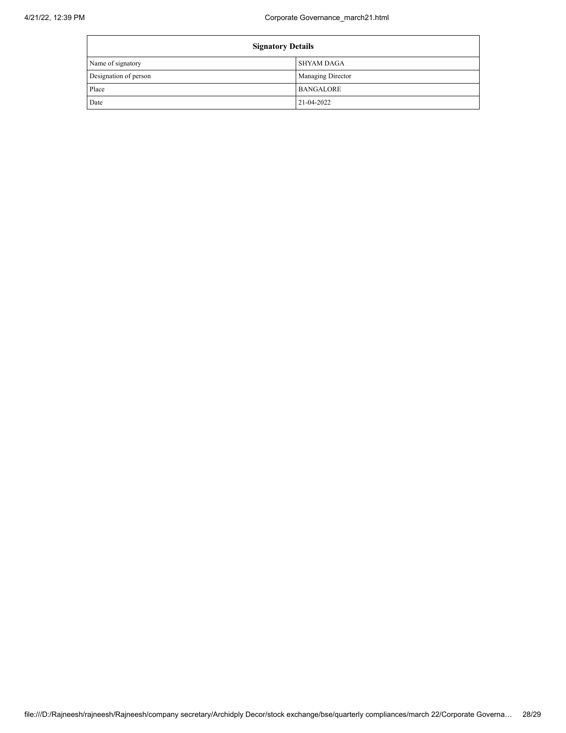| Signatory Details | |
| --- | --- |
| Name of signatory | SHYAM DAGA |
| Designation of person | Managing Director |
| Place | BANGALORE |
| Date | 21-04-2022 |